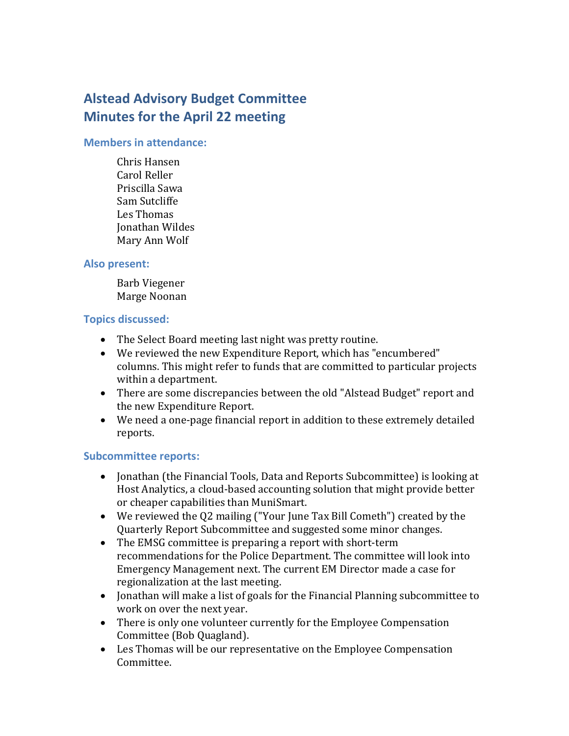# Alstead Advisory Budget Committee
# Minutes for the April 22 meeting

### Members in attendance:

Chris Hansen
Carol Reller
Priscilla Sawa
Sam Sutcliffe
Les Thomas
Jonathan Wildes
Mary Ann Wolf

### Also present:

Barb Viegener
Marge Noonan

### Topics discussed:

- The Select Board meeting last night was pretty routine.
- We reviewed the new Expenditure Report, which has "encumbered" columns. This might refer to funds that are committed to particular projects within a department.
- There are some discrepancies between the old "Alstead Budget" report and the new Expenditure Report.
- We need a one-page financial report in addition to these extremely detailed reports.

### Subcommittee reports:

- Jonathan (the Financial Tools, Data and Reports Subcommittee) is looking at Host Analytics, a cloud-based accounting solution that might provide better or cheaper capabilities than MuniSmart.
- We reviewed the Q2 mailing ("Your June Tax Bill Cometh") created by the Quarterly Report Subcommittee and suggested some minor changes.
- The EMSG committee is preparing a report with short-term recommendations for the Police Department. The committee will look into Emergency Management next. The current EM Director made a case for regionalization at the last meeting.
- Jonathan will make a list of goals for the Financial Planning subcommittee to work on over the next year.
- There is only one volunteer currently for the Employee Compensation Committee (Bob Quagland).
- Les Thomas will be our representative on the Employee Compensation Committee.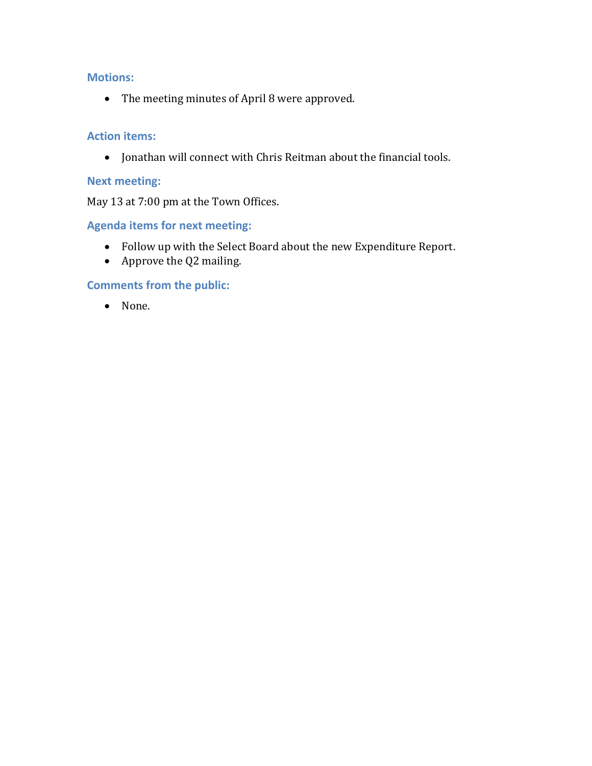### Motions:

- The meeting minutes of April 8 were approved.

### Action items:

- Jonathan will connect with Chris Reitman about the financial tools.

### Next meeting:

May 13 at 7:00 pm at the Town Offices.

### Agenda items for next meeting:

- Follow up with the Select Board about the new Expenditure Report.
- Approve the Q2 mailing.

### Comments from the public:

- None.